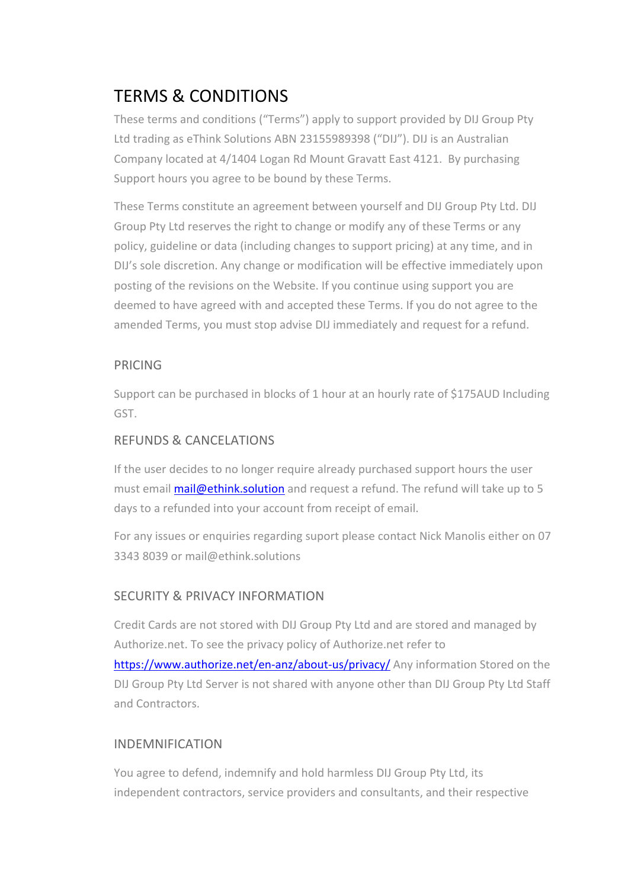# TERMS & CONDITIONS

These terms and conditions ("Terms") apply to support provided by DIJ Group Pty Ltd trading as eThink Solutions ABN 23155989398 ("DIJ"). DIJ is an Australian Company located at 4/1404 Logan Rd Mount Gravatt East 4121. By purchasing Support hours you agree to be bound by these Terms.

These Terms constitute an agreement between yourself and DIJ Group Pty Ltd. DIJ Group Pty Ltd reserves the right to change or modify any of these Terms or any policy, guideline or data (including changes to support pricing) at any time, and in DIJ's sole discretion. Any change or modification will be effective immediately upon posting of the revisions on the Website. If you continue using support you are deemed to have agreed with and accepted these Terms. If you do not agree to the amended Terms, you must stop advise DIJ immediately and request for a refund.

## PRICING

Support can be purchased in blocks of 1 hour at an hourly rate of $175AUD Including GST.

## REFUNDS & CANCELATIONS

If the user decides to no longer require already purchased support hours the user must email mail@ethink.solution and request a refund. The refund will take up to 5 days to a refunded into your account from receipt of email.

For any issues or enquiries regarding suport please contact Nick Manolis either on 07 3343 8039 or mail@ethink.solutions

## SECURITY & PRIVACY INFORMATION

Credit Cards are not stored with DIJ Group Pty Ltd and are stored and managed by Authorize.net. To see the privacy policy of Authorize.net refer to https://www.authorize.net/en-anz/about-us/privacy/ Any information Stored on the DIJ Group Pty Ltd Server is not shared with anyone other than DIJ Group Pty Ltd Staff and Contractors.

## INDEMNIFICATION

You agree to defend, indemnify and hold harmless DIJ Group Pty Ltd, its independent contractors, service providers and consultants, and their respective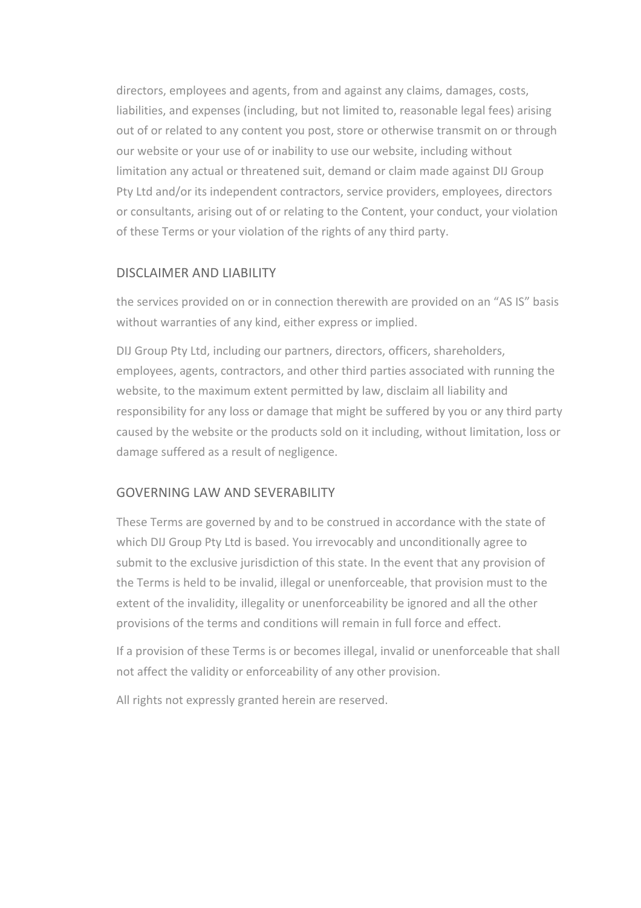directors, employees and agents, from and against any claims, damages, costs, liabilities, and expenses (including, but not limited to, reasonable legal fees) arising out of or related to any content you post, store or otherwise transmit on or through our website or your use of or inability to use our website, including without limitation any actual or threatened suit, demand or claim made against DIJ Group Pty Ltd and/or its independent contractors, service providers, employees, directors or consultants, arising out of or relating to the Content, your conduct, your violation of these Terms or your violation of the rights of any third party.

## DISCLAIMER AND LIABILITY

the services provided on or in connection therewith are provided on an "AS IS" basis without warranties of any kind, either express or implied.

DIJ Group Pty Ltd, including our partners, directors, officers, shareholders, employees, agents, contractors, and other third parties associated with running the website, to the maximum extent permitted by law, disclaim all liability and responsibility for any loss or damage that might be suffered by you or any third party caused by the website or the products sold on it including, without limitation, loss or damage suffered as a result of negligence.

## GOVERNING LAW AND SEVERABILITY

These Terms are governed by and to be construed in accordance with the state of which DIJ Group Pty Ltd is based. You irrevocably and unconditionally agree to submit to the exclusive jurisdiction of this state. In the event that any provision of the Terms is held to be invalid, illegal or unenforceable, that provision must to the extent of the invalidity, illegality or unenforceability be ignored and all the other provisions of the terms and conditions will remain in full force and effect.

If a provision of these Terms is or becomes illegal, invalid or unenforceable that shall not affect the validity or enforceability of any other provision.

All rights not expressly granted herein are reserved.